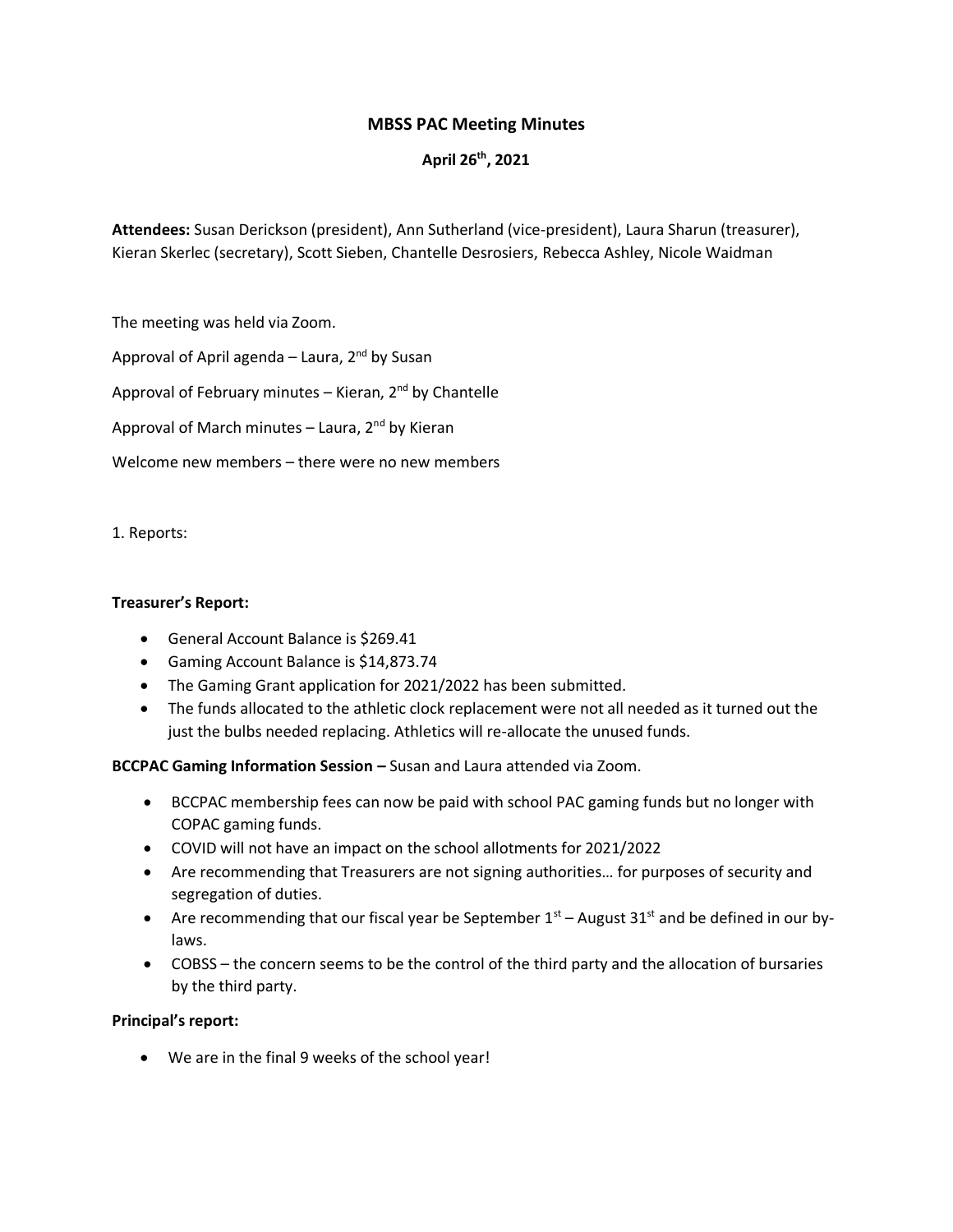# MBSS PAC Meeting Minutes

## April 26th, 2021

**Attendees:** Susan Derickson (president), Ann Sutherland (vice-president), Laura Sharun (treasurer), Kieran Skerlec (secretary), Scott Sieben, Chantelle Desrosiers, Rebecca Ashley, Nicole Waidman

The meeting was held via Zoom.

Approval of April agenda – Laura, 2nd by Susan

Approval of February minutes – Kieran, 2nd by Chantelle

Approval of March minutes – Laura, 2nd by Kieran

Welcome new members – there were no new members

1. Reports:

**Treasurer's Report:**

- General Account Balance is $269.41
- Gaming Account Balance is $14,873.74
- The Gaming Grant application for 2021/2022 has been submitted.
- The funds allocated to the athletic clock replacement were not all needed as it turned out the just the bulbs needed replacing. Athletics will re-allocate the unused funds.

**BCCPAC Gaming Information Session –** Susan and Laura attended via Zoom.

- BCCPAC membership fees can now be paid with school PAC gaming funds but no longer with COPAC gaming funds.
- COVID will not have an impact on the school allotments for 2021/2022
- Are recommending that Treasurers are not signing authorities… for purposes of security and segregation of duties.
- Are recommending that our fiscal year be September 1st – August 31st and be defined in our by-laws.
- COBSS – the concern seems to be the control of the third party and the allocation of bursaries by the third party.

**Principal's report:**

- We are in the final 9 weeks of the school year!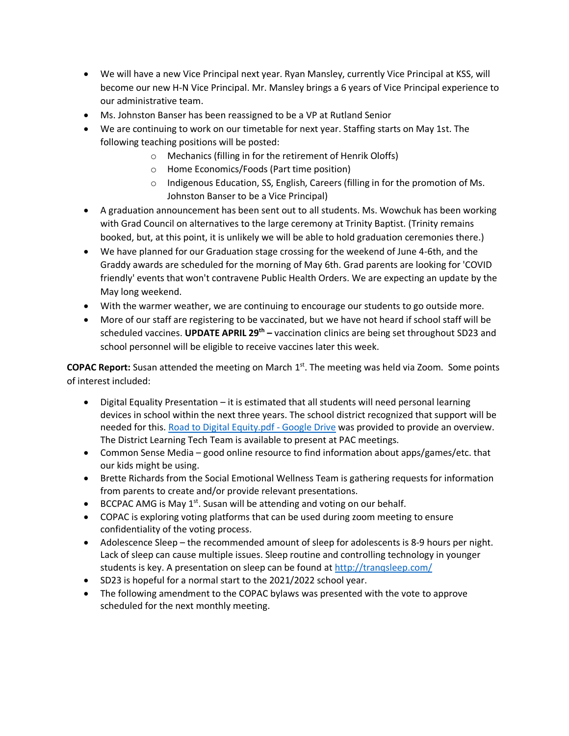- We will have a new Vice Principal next year. Ryan Mansley, currently Vice Principal at KSS, will become our new H-N Vice Principal. Mr. Mansley brings a 6 years of Vice Principal experience to our administrative team.
- Ms. Johnston Banser has been reassigned to be a VP at Rutland Senior
- We are continuing to work on our timetable for next year. Staffing starts on May 1st. The following teaching positions will be posted:
    - Mechanics (filling in for the retirement of Henrik Oloffs)
    - Home Economics/Foods (Part time position)
    - Indigenous Education, SS, English, Careers (filling in for the promotion of Ms. Johnston Banser to be a Vice Principal)
- A graduation announcement has been sent out to all students. Ms. Wowchuk has been working with Grad Council on alternatives to the large ceremony at Trinity Baptist. (Trinity remains booked, but, at this point, it is unlikely we will be able to hold graduation ceremonies there.)
- We have planned for our Graduation stage crossing for the weekend of June 4-6th, and the Graddy awards are scheduled for the morning of May 6th. Grad parents are looking for 'COVID friendly' events that won't contravene Public Health Orders. We are expecting an update by the May long weekend.
- With the warmer weather, we are continuing to encourage our students to go outside more.
- More of our staff are registering to be vaccinated, but we have not heard if school staff will be scheduled vaccines. **UPDATE APRIL 29th –** vaccination clinics are being set throughout SD23 and school personnel will be eligible to receive vaccines later this week.

**COPAC Report:** Susan attended the meeting on March 1st. The meeting was held via Zoom. Some points of interest included:

- Digital Equality Presentation – it is estimated that all students will need personal learning devices in school within the next three years. The school district recognized that support will be needed for this. [Road to Digital Equity.pdf - Google Drive] was provided to provide an overview. The District Learning Tech Team is available to present at PAC meetings.
- Common Sense Media – good online resource to find information about apps/games/etc. that our kids might be using.
- Brette Richards from the Social Emotional Wellness Team is gathering requests for information from parents to create and/or provide relevant presentations.
- BCCPAC AMG is May 1st. Susan will be attending and voting on our behalf.
- COPAC is exploring voting platforms that can be used during zoom meeting to ensure confidentiality of the voting process.
- Adolescence Sleep – the recommended amount of sleep for adolescents is 8-9 hours per night. Lack of sleep can cause multiple issues. Sleep routine and controlling technology in younger students is key. A presentation on sleep can be found at http://tranqsleep.com/
- SD23 is hopeful for a normal start to the 2021/2022 school year.
- The following amendment to the COPAC bylaws was presented with the vote to approve scheduled for the next monthly meeting.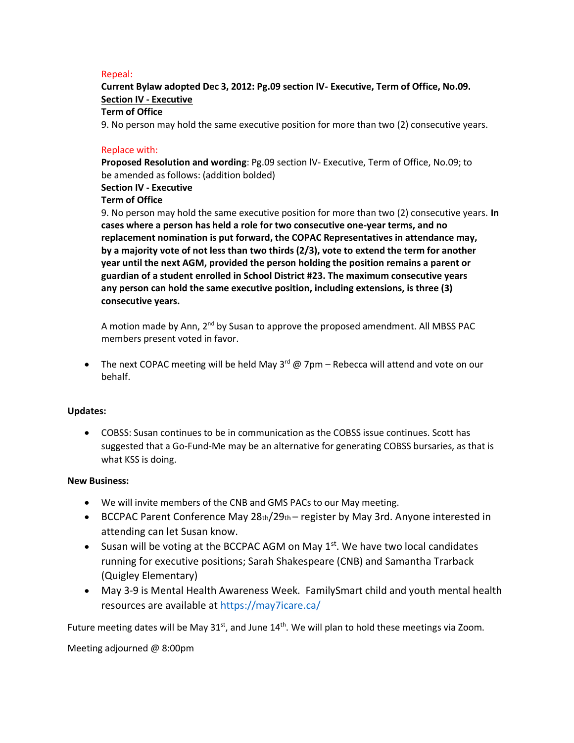Repeal:

**Current Bylaw adopted Dec 3, 2012: Pg.09 section lV- Executive, Term of Office, No.09.**

**Section IV - Executive**

**Term of Office**

9. No person may hold the same executive position for more than two (2) consecutive years.

Replace with:

**Proposed Resolution and wording**: Pg.09 section lV- Executive, Term of Office, No.09; to be amended as follows: (addition bolded)

**Section IV - Executive**

**Term of Office**

9. No person may hold the same executive position for more than two (2) consecutive years. **In cases where a person has held a role for two consecutive one-year terms, and no replacement nomination is put forward, the COPAC Representatives in attendance may, by a majority vote of not less than two thirds (2/3), vote to extend the term for another year until the next AGM, provided the person holding the position remains a parent or guardian of a student enrolled in School District #23. The maximum consecutive years any person can hold the same executive position, including extensions, is three (3) consecutive years.**

A motion made by Ann, 2nd by Susan to approve the proposed amendment. All MBSS PAC members present voted in favor.

- The next COPAC meeting will be held May 3rd @ 7pm – Rebecca will attend and vote on our behalf.

**Updates:**

- COBSS: Susan continues to be in communication as the COBSS issue continues. Scott has suggested that a Go-Fund-Me may be an alternative for generating COBSS bursaries, as that is what KSS is doing.

**New Business:**

- We will invite members of the CNB and GMS PACs to our May meeting.
- BCCPAC Parent Conference May 28th/29th – register by May 3rd. Anyone interested in attending can let Susan know.
- Susan will be voting at the BCCPAC AGM on May 1st. We have two local candidates running for executive positions; Sarah Shakespeare (CNB) and Samantha Tarback (Quigley Elementary)
- May 3-9 is Mental Health Awareness Week. FamilySmart child and youth mental health resources are available at https://may7icare.ca/

Future meeting dates will be May 31st, and June 14th. We will plan to hold these meetings via Zoom.

Meeting adjourned @ 8:00pm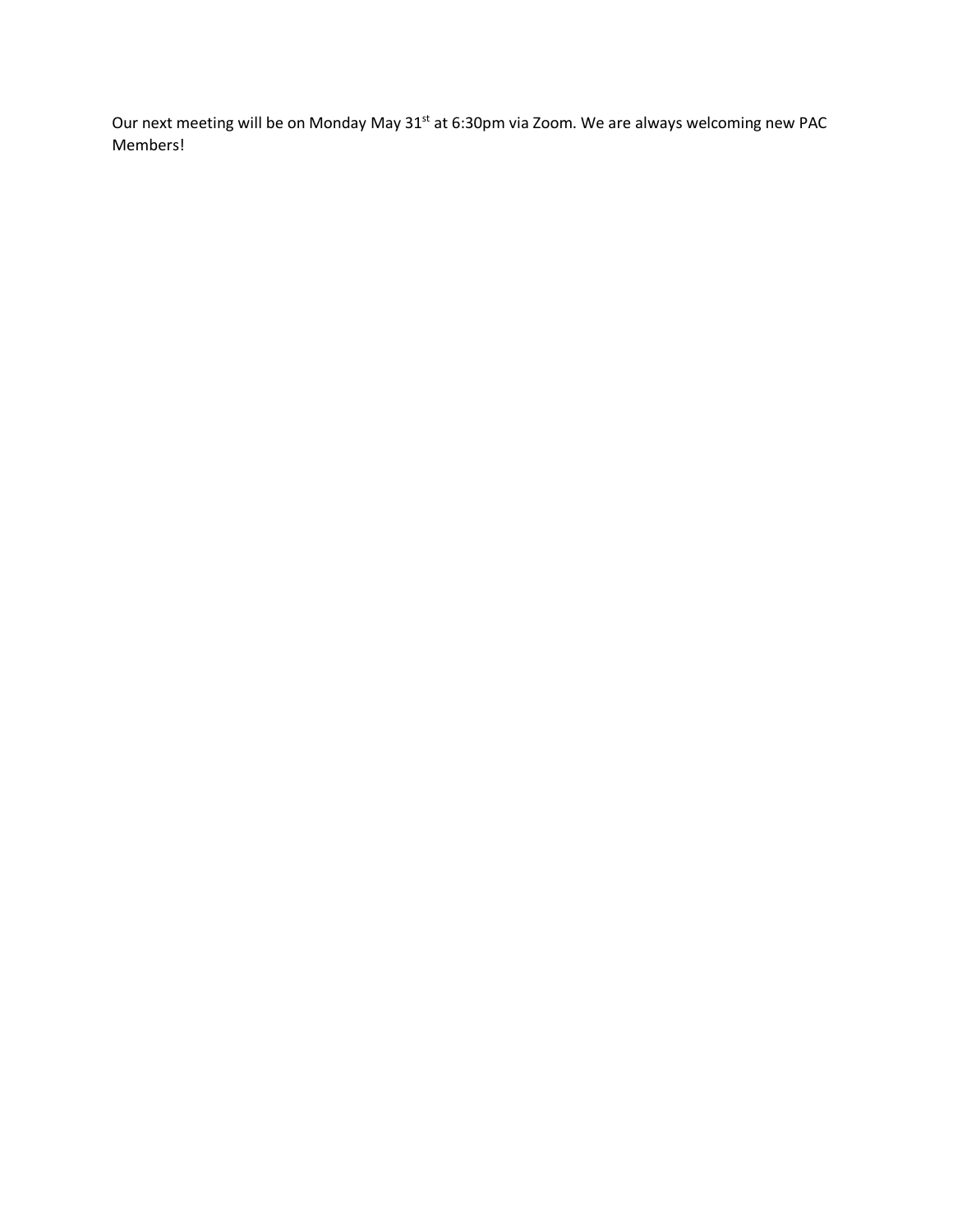Our next meeting will be on Monday May 31st at 6:30pm via Zoom. We are always welcoming new PAC Members!